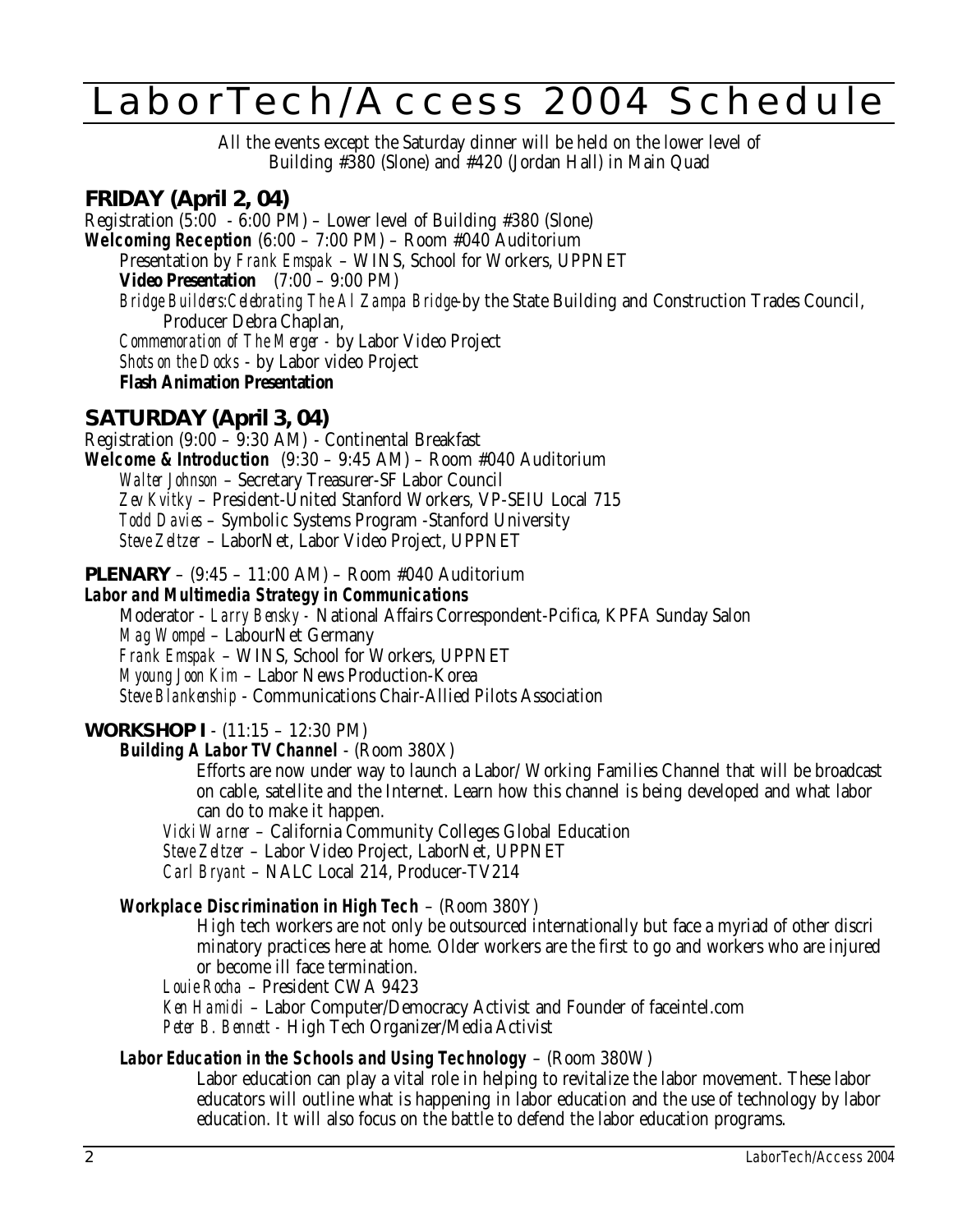# LaborTech/Access 2004 Schedule

All the events except the Saturday dinner will be held on the lower level of Building #380 (Slone) and #420 (Jordan Hall) in Main Quad

## FRIDAY (April 2, 04)

Registration (5:00 - 6:00 PM) – Lower level of Building #380 (Slone)

**Welcoming Reception** (6:00 – 7:00 PM) – Room #040 Auditorium

Presentation by *Frank Emspak* – WINS, School for Workers, UPPNET

**Video Presentation** (7:00 – 9:00 PM)

*Bridge Builders:Celebrating The Al Zampa Bridge*-by the State Building and Construction Trades Council, Producer Debra Chaplan,

*Commemoration of The Merger* - by Labor Video Project

*Shots on the Docks* - by Labor video Project

**Flash Animation Presentation**

## SATURDAY (April 3, 04)

Registration (9:00 – 9:30 AM) - Continental Breakfast

**Welcome & Introduction** (9:30 – 9:45 AM) – Room #040 Auditorium

*Walter Johnson* – Secretary Treasurer-SF Labor Council

*Zev Kvitky* – President-United Stanford Workers, VP-SEIU Local 715

*Todd Davies* – Symbolic Systems Program -Stanford University

*Steve Zeltzer* – LaborNet, Labor Video Project, UPPNET

**PLENARY** – (9:45 – 11:00 AM) – Room #040 Auditorium

***Labor and Multimedia Strategy in Communications***

Moderator - *Larry Bensky* - National Affairs Correspondent-Pcifica, KPFA Sunday Salon

*Mag Wompel* – LabourNet Germany

*Frank Emspak* – WINS, School for Workers, UPPNET

*Myoung Joon Kim* – Labor News Production-Korea

*Steve Blankenship* - Communications Chair-Allied Pilots Association

**WORKSHOP I** - (11:15 – 12:30 PM)

***Building A Labor TV Channel*** - (Room 380X)

Efforts are now under way to launch a Labor/ Working Families Channel that will be broadcast on cable, satellite and the Internet. Learn how this channel is being developed and what labor can do to make it happen.

*Vicki Warner* – California Community Colleges Global Education

*Steve Zeltzer* – Labor Video Project, LaborNet, UPPNET

*Carl Bryant* – NALC Local 214, Producer-TV214

***Workplace Discrimination in High Tech*** – (Room 380Y)

High tech workers are not only be outsourced internationally but face a myriad of other discri minatory practices here at home. Older workers are the first to go and workers who are injured or become ill face termination.

*Louie Rocha* – President CWA 9423

*Ken Hamidi* – Labor Computer/Democracy Activist and Founder of faceintel.com

*Peter B. Bennett* - High Tech Organizer/Media Activist

***Labor Education in the Schools and Using Technology*** – (Room 380W)

Labor education can play a vital role in helping to revitalize the labor movement. These labor educators will outline what is happening in labor education and the use of technology by labor education. It will also focus on the battle to defend the labor education programs.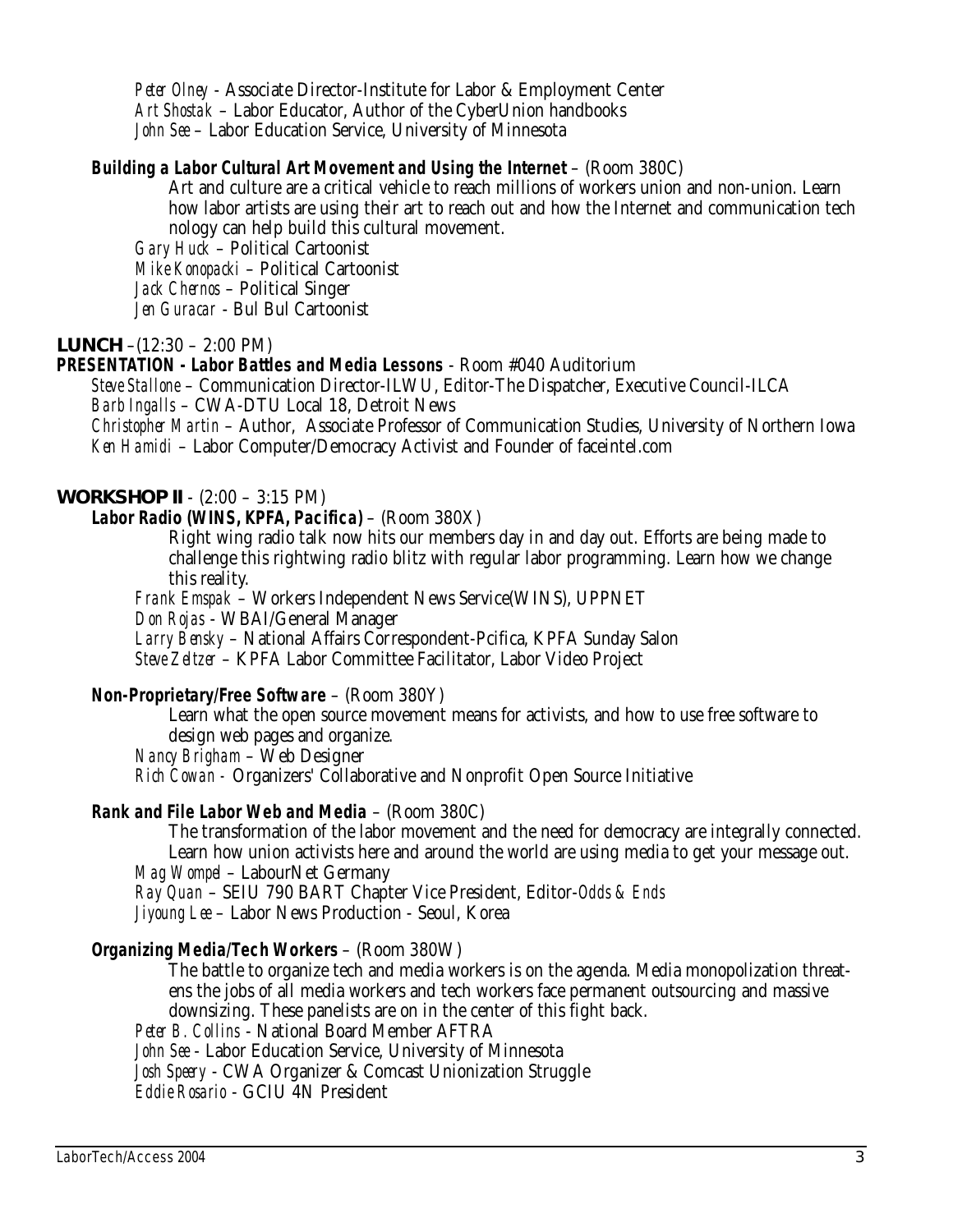*Peter Olney* - Associate Director-Institute for Labor & Employment Center
*Art Shostak* – Labor Educator, Author of the CyberUnion handbooks
*John See* – Labor Education Service, University of Minnesota

**Building a Labor Cultural Art Movement and Using the Internet** – (Room 380C)

Art and culture are a critical vehicle to reach millions of workers union and non-union. Learn how labor artists are using their art to reach out and how the Internet and communication tech nology can help build this cultural movement.

*Gary Huck* – Political Cartoonist
*Mike Konopacki* – Political Cartoonist
*Jack Chernos* – Political Singer
*Jen Guracar* - Bul Bul Cartoonist

**LUNCH** –(12:30 – 2:00 PM)

**PRESENTATION - Labor Battles and Media Lessons** - Room #040 Auditorium

*Steve Stallone* – Communication Director-ILWU, Editor-The Dispatcher, Executive Council-ILCA
*Barb Ingalls* – CWA-DTU Local 18, Detroit News
*Christopher Martin* – Author, Associate Professor of Communication Studies, University of Northern Iowa
*Ken Hamidi* – Labor Computer/Democracy Activist and Founder of faceintel.com

**WORKSHOP II** - (2:00 – 3:15 PM)

**Labor Radio (WINS, KPFA, Pacifica)** – (Room 380X)

Right wing radio talk now hits our members day in and day out. Efforts are being made to challenge this rightwing radio blitz with regular labor programming. Learn how we change this reality.

*Frank Emspak* – Workers Independent News Service(WINS), UPPNET
*Don Rojas* - WBAI/General Manager
*Larry Bensky* – National Affairs Correspondent-Pcifica, KPFA Sunday Salon
*Steve Zeltzer* – KPFA Labor Committee Facilitator, Labor Video Project

**Non-Proprietary/Free Software** – (Room 380Y)

Learn what the open source movement means for activists, and how to use free software to design web pages and organize.

*Nancy Brigham* – Web Designer
*Rich Cowan* - Organizers' Collaborative and Nonprofit Open Source Initiative

**Rank and File Labor Web and Media** – (Room 380C)

The transformation of the labor movement and the need for democracy are integrally connected. Learn how union activists here and around the world are using media to get your message out.

*Mag Wompel* – LabourNet Germany
*Ray Quan* – SEIU 790 BART Chapter Vice President, Editor-*Odds & Ends*
*Jiyoung Lee* – Labor News Production - Seoul, Korea

**Organizing Media/Tech Workers** – (Room 380W)

The battle to organize tech and media workers is on the agenda. Media monopolization threatens the jobs of all media workers and tech workers face permanent outsourcing and massive downsizing. These panelists are on in the center of this fight back.

*Peter B. Collins* - National Board Member AFTRA
*John See* - Labor Education Service, University of Minnesota
*Josh Speery* - CWA Organizer & Comcast Unionization Struggle
*Eddie Rosario* - GCIU 4N President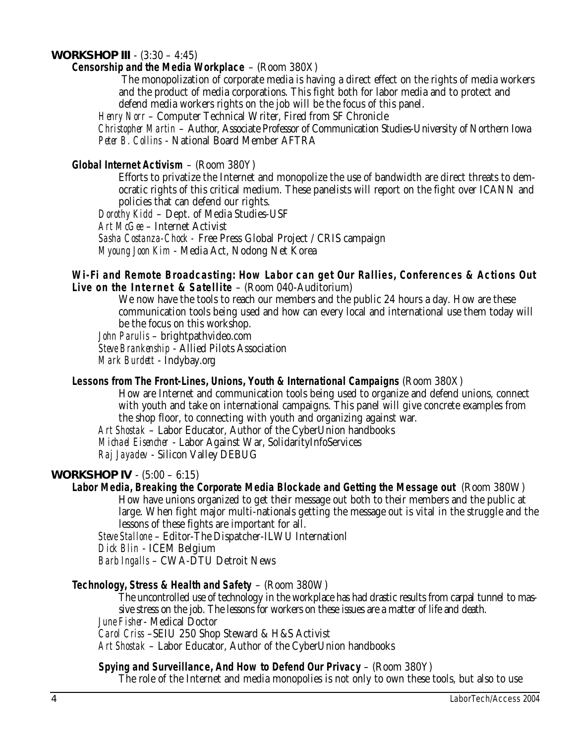## WORKSHOP III - (3:30 – 4:45)

### Censorship and the Media Workplace – (Room 380X)

The monopolization of corporate media is having a direct effect on the rights of media workers and the product of media corporations. This fight both for labor media and to protect and defend media workers rights on the job will be the focus of this panel.

*Henry Norr* – Computer Technical Writer, Fired from SF Chronicle
*Christopher Martin* – Author, Associate Professor of Communication Studies-University of Northern Iowa
*Peter B. Collins* - National Board Member AFTRA

### Global Internet Activism – (Room 380Y)

Efforts to privatize the Internet and monopolize the use of bandwidth are direct threats to democratic rights of this critical medium. These panelists will report on the fight over ICANN and policies that can defend our rights.

*Dorothy Kidd* – Dept. of Media Studies-USF
*Art McGee* – Internet Activist
*Sasha Costanza-Chock* - Free Press Global Project / CRIS campaign
*Myoung Joon Kim* - Media Act, Nodong Net Korea

### Wi-Fi and Remote Broadcasting: How Labor can get Our Rallies, Conferences & Actions Out Live on the Internet & Satellite – (Room 040-Auditorium)

We now have the tools to reach our members and the public 24 hours a day. How are these communication tools being used and how can every local and international use them today will be the focus on this workshop.

*John Parulis* – brightpathvideo.com
*Steve Brankenship* - Allied Pilots Association
*Mark Burdett* - Indybay.org

### Lessons from The Front-Lines, Unions, Youth & International Campaigns (Room 380X)

How are Internet and communication tools being used to organize and defend unions, connect with youth and take on international campaigns. This panel will give concrete examples from the shop floor, to connecting with youth and organizing against war.

*Art Shostak* – Labor Educator, Author of the CyberUnion handbooks
*Michael Eisencher* - Labor Against War, SolidarityInfoServices
*Raj Jayadev* - Silicon Valley DEBUG

## WORKSHOP IV - (5:00 – 6:15)

### Labor Media, Breaking the Corporate Media Blockade and Getting the Message out (Room 380W)

How have unions organized to get their message out both to their members and the public at large. When fight major multi-nationals getting the message out is vital in the struggle and the lessons of these fights are important for all.

*Steve Stallone* – Editor-The Dispatcher-ILWU Internationl
*Dick Blin* - ICEM Belgium
*Barb Ingalls* – CWA-DTU Detroit News

### Technology, Stress & Health and Safety – (Room 380W)

The uncontrolled use of technology in the workplace has had drastic results from carpal tunnel to massive stress on the job. The lessons for workers on these issues are a matter of life and death.

*June Fisher*- Medical Doctor
*Carol Criss* –SEIU 250 Shop Steward & H&S Activist
*Art Shostak* – Labor Educator, Author of the CyberUnion handbooks

### Spying and Surveillance, And How to Defend Our Privacy – (Room 380Y)

The role of the Internet and media monopolies is not only to own these tools, but also to use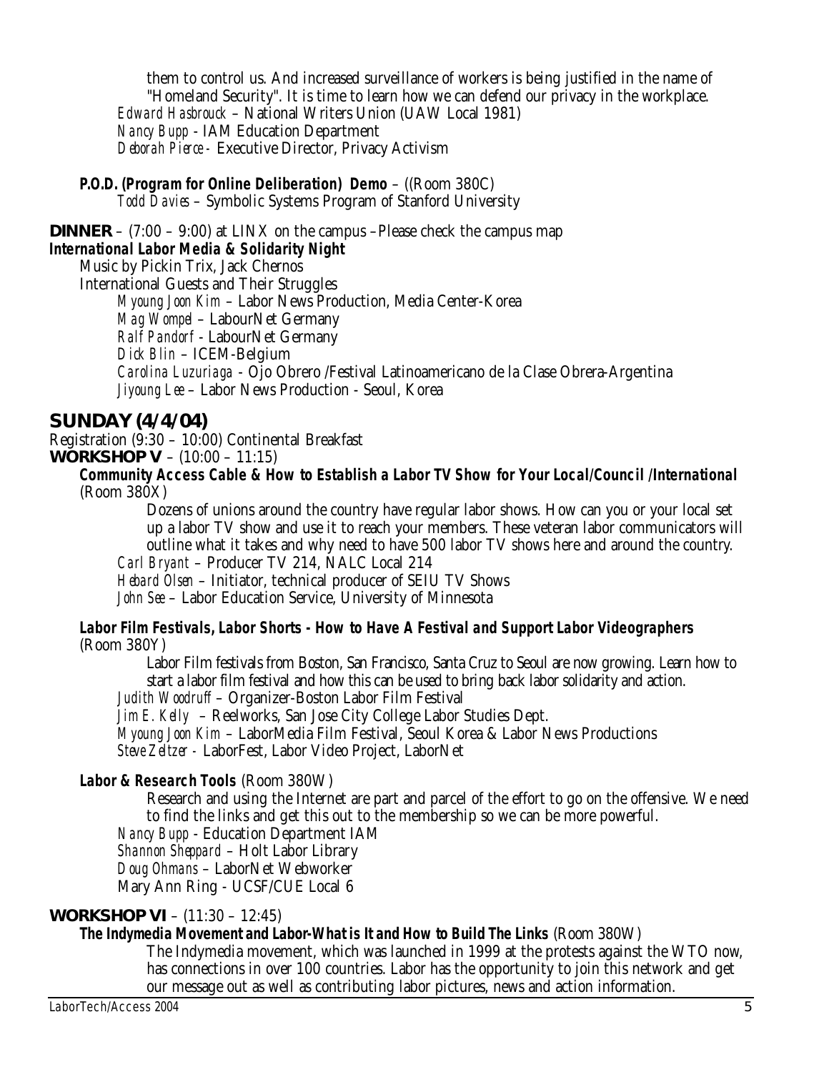them to control us. And increased surveillance of workers is being justified in the name of "Homeland Security". It is time to learn how we can defend our privacy in the workplace.

*Edward Hasbrouck* – National Writers Union (UAW Local 1981)
*Nancy Bupp* - IAM Education Department
*Deborah Pierce* - Executive Director, Privacy Activism

***P.O.D. (Program for Online Deliberation) Demo*** – ((Room 380C)
*Todd Davies* – Symbolic Systems Program of Stanford University

**DINNER** – (7:00 – 9:00) at LINX on the campus –Please check the campus map
***International Labor Media & Solidarity Night***

Music by Pickin Trix, Jack Chernos
International Guests and Their Struggles

*Myoung Joon Kim* – Labor News Production, Media Center-Korea
*Mag Wompel* – LabourNet Germany
*Ralf Pandorf* - LabourNet Germany
*Dick Blin* – ICEM-Belgium
*Carolina Luzuriaga* - Ojo Obrero /Festival Latinoamericano de la Clase Obrera-Argentina
*Jiyoung Lee* – Labor News Production - Seoul, Korea

## SUNDAY (4/4/04)

Registration (9:30 – 10:00) Continental Breakfast

**WORKSHOP V** – (10:00 – 11:15)

***Community Access Cable & How to Establish a Labor TV Show for Your Local/Council /International*** (Room 380X)

Dozens of unions around the country have regular labor shows. How can you or your local set up a labor TV show and use it to reach your members. These veteran labor communicators will outline what it takes and why need to have 500 labor TV shows here and around the country.

*Carl Bryant* – Producer TV 214, NALC Local 214
*Hebard Olsen* – Initiator, technical producer of SEIU TV Shows
*John See* – Labor Education Service, University of Minnesota

***Labor Film Festivals, Labor Shorts - How to Have A Festival and Support Labor Videographers*** (Room 380Y)

Labor Film festivals from Boston, San Francisco, Santa Cruz to Seoul are now growing. Learn how to start a labor film festival and how this can be used to bring back labor solidarity and action.

*Judith Woodruff* – Organizer-Boston Labor Film Festival
*Jim E. Kelly* – Reelworks, San Jose City College Labor Studies Dept.
*Myoung Joon Kim* – LaborMedia Film Festival, Seoul Korea & Labor News Productions
*Steve Zeltzer* - LaborFest, Labor Video Project, LaborNet

***Labor & Research Tools*** (Room 380W)

Research and using the Internet are part and parcel of the effort to go on the offensive. We need to find the links and get this out to the membership so we can be more powerful.

*Nancy Bupp* - Education Department IAM
*Shannon Sheppard* – Holt Labor Library
*Doug Ohmans* – LaborNet Webworker
Mary Ann Ring - UCSF/CUE Local 6

**WORKSHOP VI** – (11:30 – 12:45)

***The Indymedia Movement and Labor-What is It and How to Build The Links*** (Room 380W)

The Indymedia movement, which was launched in 1999 at the protests against the WTO now, has connections in over 100 countries. Labor has the opportunity to join this network and get our message out as well as contributing labor pictures, news and action information.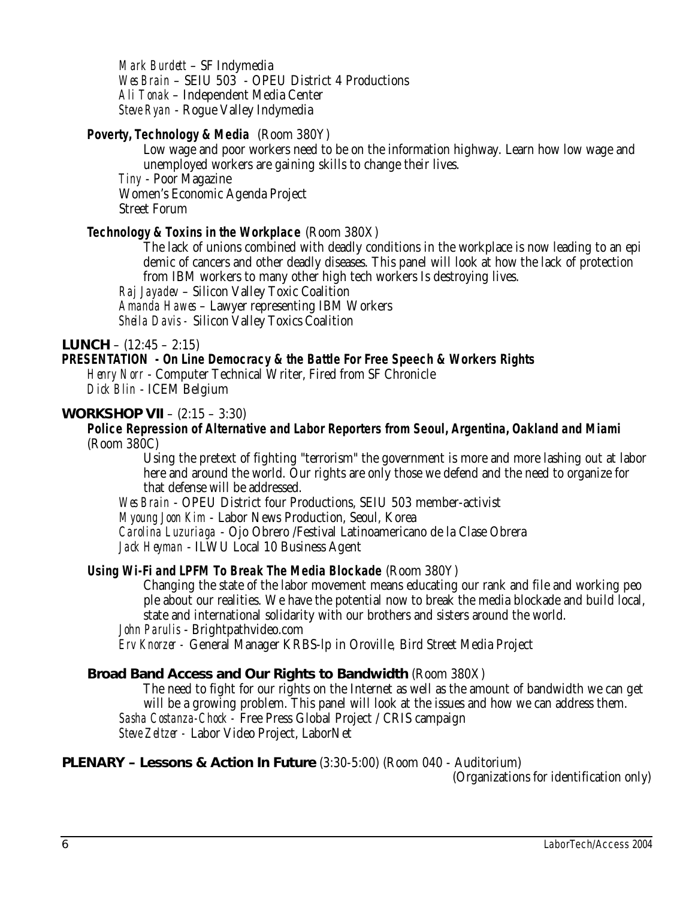*Mark Burdett* – SF Indymedia
*Wes Brain* – SEIU 503 - OPEU District 4 Productions
*Ali Tonak* – Independent Media Center
*Steve Ryan* - Rogue Valley Indymedia

**Poverty, Technology & Media** (Room 380Y)

Low wage and poor workers need to be on the information highway. Learn how low wage and unemployed workers are gaining skills to change their lives.

*Tiny* - Poor Magazine
Women's Economic Agenda Project
Street Forum

**Technology & Toxins in the Workplace** (Room 380X)

The lack of unions combined with deadly conditions in the workplace is now leading to an epi demic of cancers and other deadly diseases. This panel will look at how the lack of protection from IBM workers to many other high tech workers Is destroying lives.

*Raj Jayadev* – Silicon Valley Toxic Coalition
*Amanda Hawes* – Lawyer representing IBM Workers
*Sheila Davis* - Silicon Valley Toxics Coalition

**LUNCH** – (12:45 – 2:15)

**PRESENTATION - On Line Democracy & the Battle For Free Speech & Workers Rights**

*Henry Norr* - Computer Technical Writer, Fired from SF Chronicle
*Dick Blin* - ICEM Belgium

**WORKSHOP VII** – (2:15 – 3:30)

**Police Repression of Alternative and Labor Reporters from Seoul, Argentina, Oakland and Miami** (Room 380C)

Using the pretext of fighting "terrorism" the government is more and more lashing out at labor here and around the world. Our rights are only those we defend and the need to organize for that defense will be addressed.

*Wes Brain* - OPEU District four Productions, SEIU 503 member-activist
*Myoung Joon Kim* - Labor News Production, Seoul, Korea
*Carolina Luzuriaga* - Ojo Obrero /Festival Latinoamericano de la Clase Obrera
*Jack Heyman* - ILWU Local 10 Business Agent

**Using Wi-Fi and LPFM To Break The Media Blockade** (Room 380Y)

Changing the state of the labor movement means educating our rank and file and working peo ple about our realities. We have the potential now to break the media blockade and build local, state and international solidarity with our brothers and sisters around the world.

*John Parulis* - Brightpathvideo.com
*Erv Knorzer* - General Manager KRBS-lp in Oroville, Bird Street Media Project

**Broad Band Access and Our Rights to Bandwidth** (Room 380X)

The need to fight for our rights on the Internet as well as the amount of bandwidth we can get will be a growing problem. This panel will look at the issues and how we can address them.

*Sasha Costanza-Chock* - Free Press Global Project / CRIS campaign
*Steve Zeltzer* - Labor Video Project, LaborNet

**PLENARY – Lessons & Action In Future** (3:30-5:00) (Room 040 - Auditorium)

(Organizations for identification only)